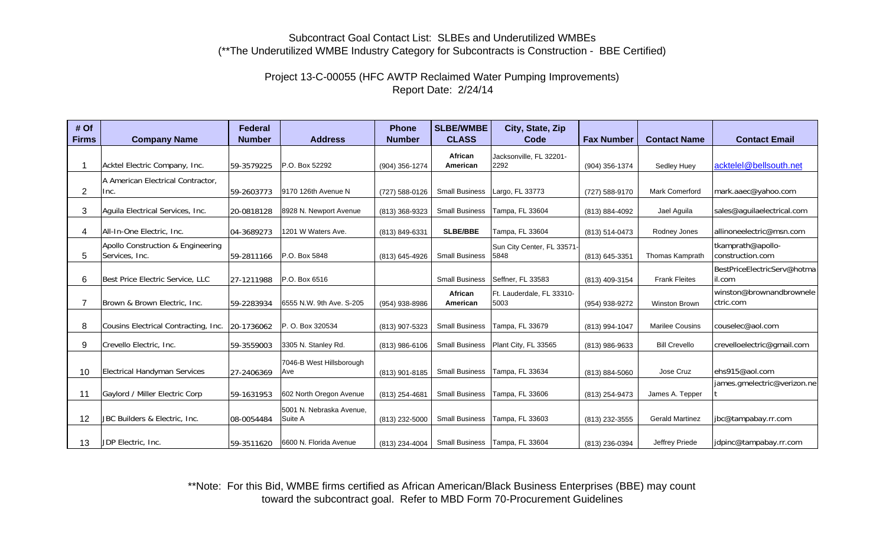Subcontract Goal Contact List: SLBEs and Underutilized WMBEs
(**The Underutilized WMBE Industry Category for Subcontracts is Construction - BBE Certified)

Project 13-C-00055 (HFC AWTP Reclaimed Water Pumping Improvements)
Report Date: 2/24/14

| # Of Firms | Company Name | Federal Number | Address | Phone Number | SLBE/WMBE CLASS | City, State, Zip Code | Fax Number | Contact Name | Contact Email |
|---|---|---|---|---|---|---|---|---|---|
| 1 | Acktel Electric Company, Inc. | 59-3579225 | P.O. Box 52292 | (904) 356-1274 | African American | Jacksonville, FL 32201-2292 | (904) 356-1374 | Sedley Huey | acktelel@bellsouth.net |
| 2 | A American Electrical Contractor, Inc. | 59-2603773 | 9170 126th Avenue N | (727) 588-0126 | Small Business | Largo, FL 33773 | (727) 588-9170 | Mark Comerford | mark.aaec@yahoo.com |
| 3 | Aguila Electrical Services, Inc. | 20-0818128 | 8928 N. Newport Avenue | (813) 368-9323 | Small Business | Tampa, FL 33604 | (813) 884-4092 | Jael Aguila | sales@aguilaelectrical.com |
| 4 | All-In-One Electric, Inc. | 04-3689273 | 1201 W Waters Ave. | (813) 849-6331 | SLBE/BBE | Tampa, FL 33604 | (813) 514-0473 | Rodney Jones | allinoneelectric@msn.com |
| 5 | Apollo Construction & Engineering Services, Inc. | 59-2811166 | P.O. Box 5848 | (813) 645-4926 | Small Business | Sun City Center, FL 33571-5848 | (813) 645-3351 | Thomas Kamprath | tkamprath@apollo-construction.com |
| 6 | Best Price Electric Service, LLC | 27-1211988 | P.O. Box 6516 | | Small Business | Seffner, FL 33583 | (813) 409-3154 | Frank Fleites | BestPriceElectricServ@hotmail.com |
| 7 | Brown & Brown Electric, Inc. | 59-2283934 | 6555 N.W. 9th Ave. S-205 | (954) 938-8986 | African American | Ft. Lauderdale, FL 33310-5003 | (954) 938-9272 | Winston Brown | winston@brownandbrownelectric.com |
| 8 | Cousins Electrical Contracting, Inc. | 20-1736062 | P. O. Box 320534 | (813) 907-5323 | Small Business | Tampa, FL 33679 | (813) 994-1047 | Marilee Cousins | couselec@aol.com |
| 9 | Crevello Electric, Inc. | 59-3559003 | 3305 N. Stanley Rd. | (813) 986-6106 | Small Business | Plant City, FL 33565 | (813) 986-9633 | Bill Crevello | crevelloelectric@gmail.com |
| 10 | Electrical Handyman Services | 27-2406369 | 7046-B West Hillsborough Ave | (813) 901-8185 | Small Business | Tampa, FL 33634 | (813) 884-5060 | Jose Cruz | ehs915@aol.com |
| 11 | Gaylord / Miller Electric Corp | 59-1631953 | 602 North Oregon Avenue | (813) 254-4681 | Small Business | Tampa, FL 33606 | (813) 254-9473 | James A. Tepper | james.gmelectric@verizon.net |
| 12 | JBC Builders & Electric, Inc. | 08-0054484 | 5001 N. Nebraska Avenue, Suite A | (813) 232-5000 | Small Business | Tampa, FL 33603 | (813) 232-3555 | Gerald Martinez | jbc@tampabay.rr.com |
| 13 | JDP Electric, Inc. | 59-3511620 | 6600 N. Florida Avenue | (813) 234-4004 | Small Business | Tampa, FL 33604 | (813) 236-0394 | Jeffrey Priede | jdpinc@tampabay.rr.com |

**Note: For this Bid, WMBE firms certified as African American/Black Business Enterprises (BBE) may count toward the subcontract goal. Refer to MBD Form 70-Procurement Guidelines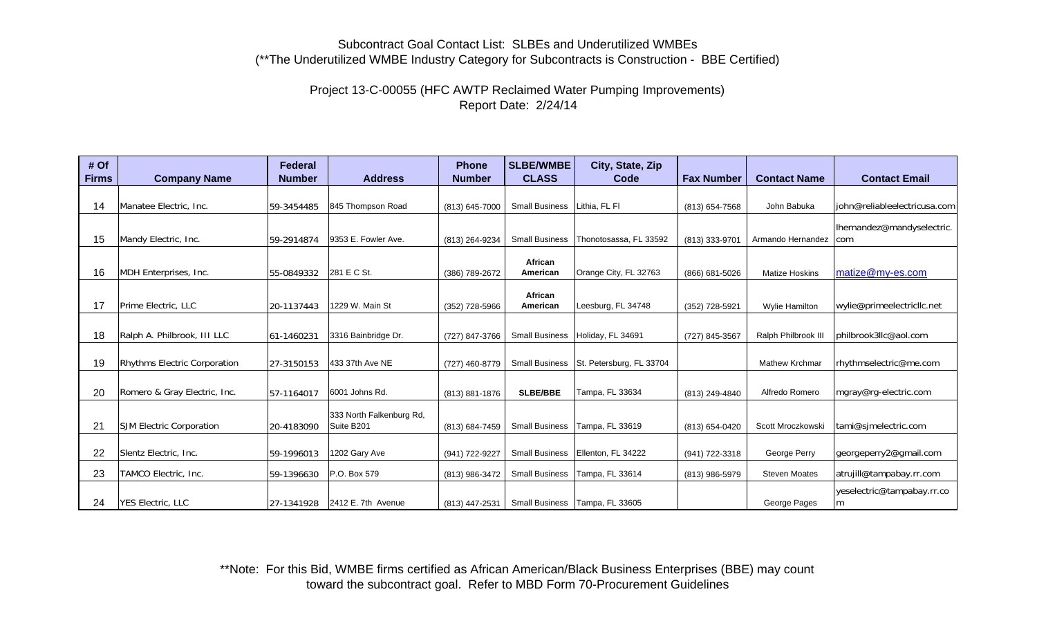Subcontract Goal Contact List: SLBEs and Underutilized WMBEs
(**The Underutilized WMBE Industry Category for Subcontracts is Construction - BBE Certified)

Project 13-C-00055 (HFC AWTP Reclaimed Water Pumping Improvements)
Report Date: 2/24/14

| # Of Firms | Company Name | Federal Number | Address | Phone Number | SLBE/WMBE CLASS | City, State, Zip Code | Fax Number | Contact Name | Contact Email |
|---|---|---|---|---|---|---|---|---|---|
| 14 | Manatee Electric, Inc. | 59-3454485 | 845 Thompson Road | (813) 645-7000 | Small Business | Lithia, FL Fl | (813) 654-7568 | John Babuka | john@reliableelectricusa.com |
| 15 | Mandy Electric, Inc. | 59-2914874 | 9353 E. Fowler Ave. | (813) 264-9234 | Small Business | Thonotosassa, FL 33592 | (813) 333-9701 | Armando Hernandez | lhernandez@mandyselectric.com |
| 16 | MDH Enterprises, Inc. | 55-0849332 | 281 E C St. | (386) 789-2672 | **African American** | Orange City, FL 32763 | (866) 681-5026 | Matize Hoskins | matize@my-es.com |
| 17 | Prime Electric, LLC | 20-1137443 | 1229 W. Main St | (352) 728-5966 | **African American** | Leesburg, FL 34748 | (352) 728-5921 | Wylie Hamilton | wylie@primeelectricllc.net |
| 18 | Ralph A. Philbrook, III LLC | 61-1460231 | 3316 Bainbridge Dr. | (727) 847-3766 | Small Business | Holiday, FL 34691 | (727) 845-3567 | Ralph Philbrook III | philbrook3llc@aol.com |
| 19 | Rhythms Electric Corporation | 27-3150153 | 433 37th Ave NE | (727) 460-8779 | Small Business | St. Petersburg, FL 33704 | | Mathew Krchmar | rhythmselectric@me.com |
| 20 | Romero & Gray Electric, Inc. | 57-1164017 | 6001 Johns Rd. | (813) 881-1876 | **SLBE/BBE** | Tampa, FL 33634 | (813) 249-4840 | Alfredo Romero | mgray@rg-electric.com |
| 21 | SJM Electric Corporation | 20-4183090 | 333 North Falkenburg Rd, Suite B201 | (813) 684-7459 | Small Business | Tampa, FL 33619 | (813) 654-0420 | Scott Mroczkowski | tami@sjmelectric.com |
| 22 | Slentz Electric, Inc. | 59-1996013 | 1202 Gary Ave | (941) 722-9227 | Small Business | Ellenton, FL 34222 | (941) 722-3318 | George Perry | georgeperry2@gmail.com |
| 23 | TAMCO Electric, Inc. | 59-1396630 | P.O. Box 579 | (813) 986-3472 | Small Business | Tampa, FL 33614 | (813) 986-5979 | Steven Moates | atrujill@tampabay.rr.com |
| 24 | YES Electric, LLC | 27-1341928 | 2412 E. 7th Avenue | (813) 447-2531 | Small Business | Tampa, FL 33605 | | George Pages | yeselectric@tampabay.rr.com |

**Note: For this Bid, WMBE firms certified as African American/Black Business Enterprises (BBE) may count toward the subcontract goal. Refer to MBD Form 70-Procurement Guidelines